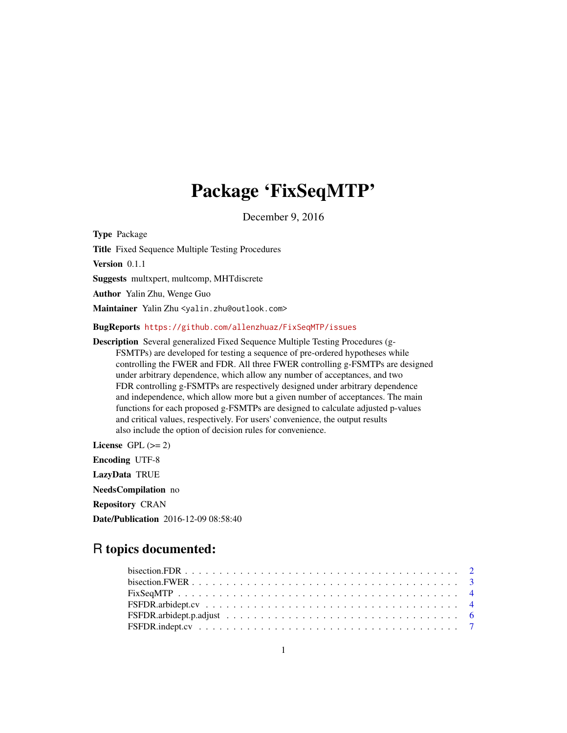# Package 'FixSeqMTP'

December 9, 2016

**Type** Package

**Title** Fixed Sequence Multiple Testing Procedures

**Version** 0.1.1

**Suggests** multxpert, multcomp, MHTdiscrete

**Author** Yalin Zhu, Wenge Guo

**Maintainer** Yalin Zhu <yalin.zhu@outlook.com>

**BugReports** https://github.com/allenzhuaz/FixSeqMTP/issues

**Description** Several generalized Fixed Sequence Multiple Testing Procedures (g-FSMTPs) are developed for testing a sequence of pre-ordered hypotheses while controlling the FWER and FDR. All three FWER controlling g-FSMTPs are designed under arbitrary dependence, which allow any number of acceptances, and two FDR controlling g-FSMTPs are respectively designed under arbitrary dependence and independence, which allow more but a given number of acceptances. The main functions for each proposed g-FSMTPs are designed to calculate adjusted p-values and critical values, respectively. For users' convenience, the output results also include the option of decision rules for convenience.

**License** GPL (>= 2)

**Encoding** UTF-8

**LazyData** TRUE

**NeedsCompilation** no

**Repository** CRAN

**Date/Publication** 2016-12-09 08:58:40

## R topics documented:

- bisection.FDR . . . . . . . . . . . . . . . . . . . . . . . . . . . . . . . . . . . . . . . 2
- bisection.FWER . . . . . . . . . . . . . . . . . . . . . . . . . . . . . . . . . . . . . . 3
- FixSeqMTP . . . . . . . . . . . . . . . . . . . . . . . . . . . . . . . . . . . . . . . . . 4
- FSFDR.arbidept.cv . . . . . . . . . . . . . . . . . . . . . . . . . . . . . . . . . . . . 4
- FSFDR.arbidept.p.adjust . . . . . . . . . . . . . . . . . . . . . . . . . . . . . . . . 6
- FSFDR.indept.cv . . . . . . . . . . . . . . . . . . . . . . . . . . . . . . . . . . . . . 7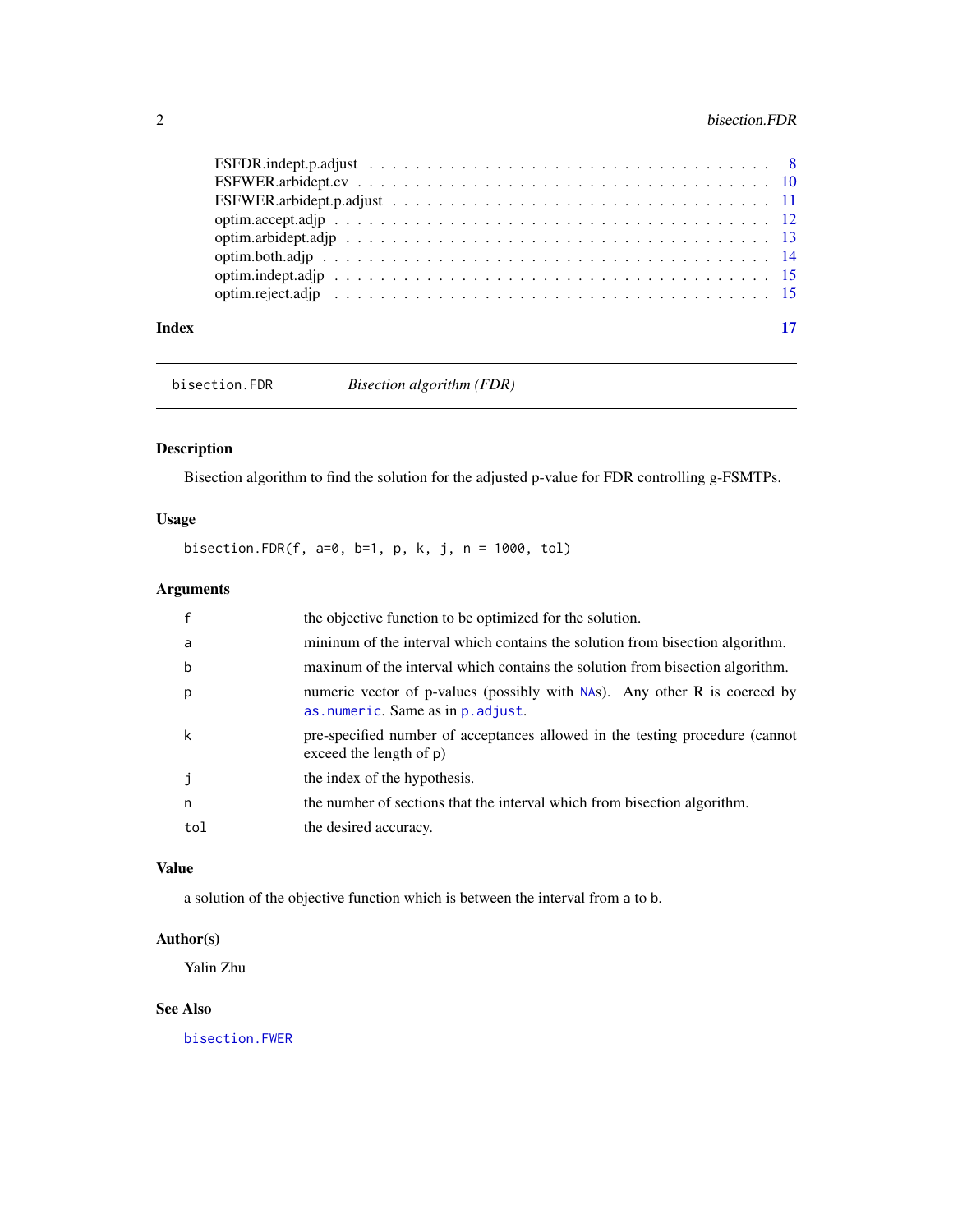FSFDR.indept.p.adjust . . . . . . . . . . . . . . . . . . . . . . . . . . . . . . . . . 8
FSFWER.arbidept.cv . . . . . . . . . . . . . . . . . . . . . . . . . . . . . . . . . . 10
FSFWER.arbidept.p.adjust . . . . . . . . . . . . . . . . . . . . . . . . . . . . . . . 11
optim.accept.adjp . . . . . . . . . . . . . . . . . . . . . . . . . . . . . . . . . . . 12
optim.arbidept.adjp . . . . . . . . . . . . . . . . . . . . . . . . . . . . . . . . . . 13
optim.both.adjp . . . . . . . . . . . . . . . . . . . . . . . . . . . . . . . . . . . . 14
optim.indept.adjp . . . . . . . . . . . . . . . . . . . . . . . . . . . . . . . . . . . 15
optim.reject.adjp . . . . . . . . . . . . . . . . . . . . . . . . . . . . . . . . . . . 15

**Index** 17

---

`bisection.FDR` *Bisection algorithm (FDR)*

---

## Description

Bisection algorithm to find the solution for the adjusted p-value for FDR controlling g-FSMTPs.

## Usage

```
bisection.FDR(f, a=0, b=1, p, k, j, n = 1000, tol)
```

## Arguments

| | |
|---|---|
| `f` | the objective function to be optimized for the solution. |
| `a` | mininum of the interval which contains the solution from bisection algorithm. |
| `b` | maxinum of the interval which contains the solution from bisection algorithm. |
| `p` | numeric vector of p-values (possibly with `NA`s). Any other R is coerced by `as.numeric`. Same as in `p.adjust`. |
| `k` | pre-specified number of acceptances allowed in the testing procedure (cannot exceed the length of `p`) |
| `j` | the index of the hypothesis. |
| `n` | the number of sections that the interval which from bisection algorithm. |
| `tol` | the desired accuracy. |

## Value

a solution of the objective function which is between the interval from `a` to `b`.

## Author(s)

Yalin Zhu

## See Also

`bisection.FWER`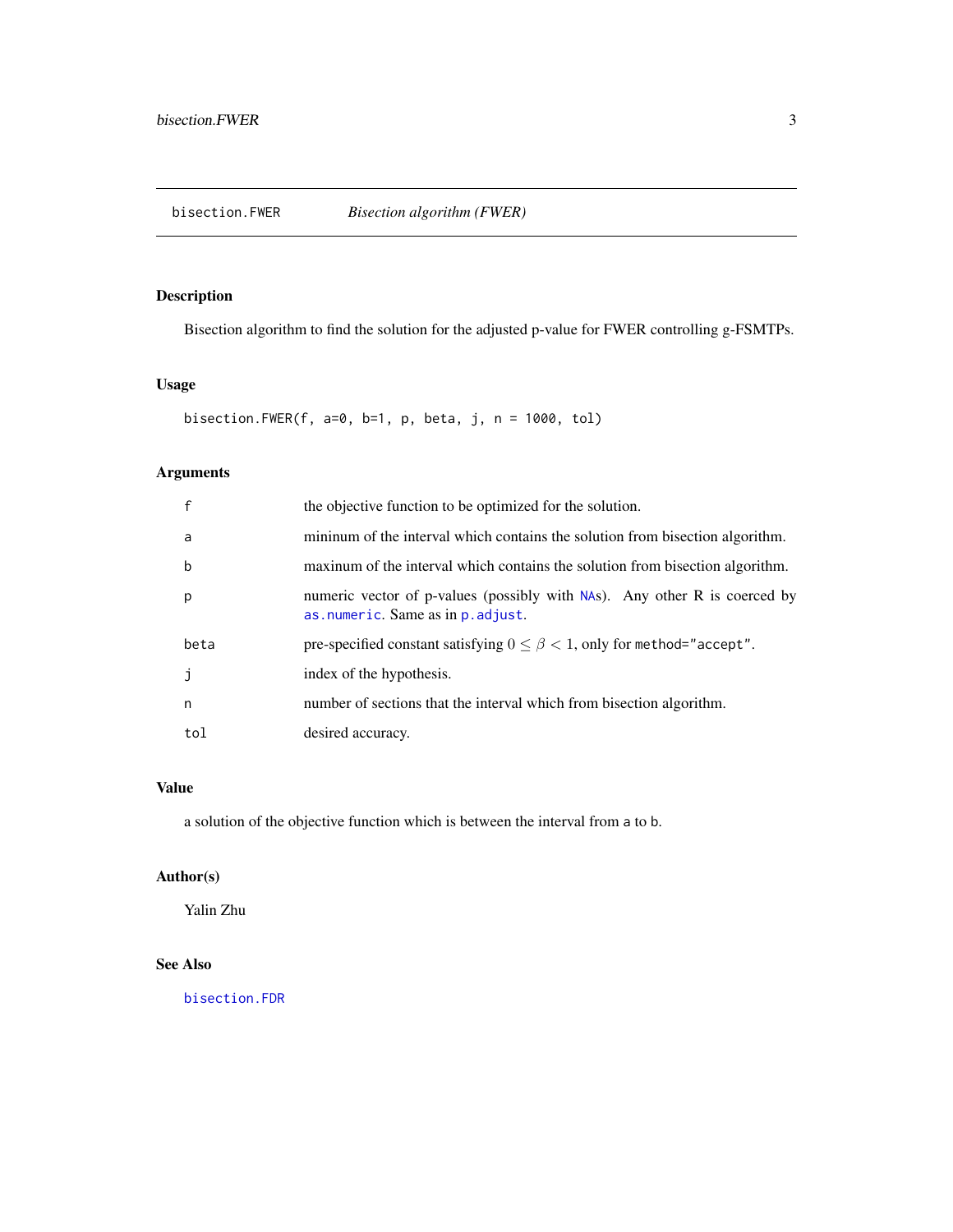bisection.FWER *Bisection algorithm (FWER)*

### Description

Bisection algorithm to find the solution for the adjusted p-value for FWER controlling g-FSMTPs.

### Usage

```
bisection.FWER(f, a=0, b=1, p, beta, j, n = 1000, tol)
```

### Arguments

| | |
|---|---|
| f | the objective function to be optimized for the solution. |
| a | mininum of the interval which contains the solution from bisection algorithm. |
| b | maxinum of the interval which contains the solution from bisection algorithm. |
| p | numeric vector of p-values (possibly with NAs). Any other R is coerced by as.numeric. Same as in p.adjust. |
| beta | pre-specified constant satisfying $0 \leq \beta < 1$, only for method="accept". |
| j | index of the hypothesis. |
| n | number of sections that the interval which from bisection algorithm. |
| tol | desired accuracy. |

### Value

a solution of the objective function which is between the interval from a to b.

### Author(s)

Yalin Zhu

### See Also

bisection.FDR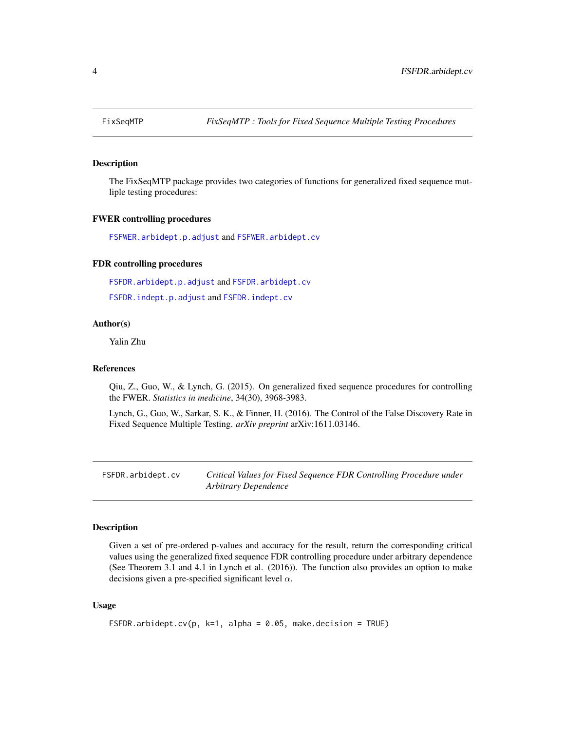## FixSeqMTP — *FixSeqMTP : Tools for Fixed Sequence Multiple Testing Procedures*

### Description

The FixSeqMTP package provides two categories of functions for generalized fixed sequence multiple testing procedures:

### FWER controlling procedures

`FSFWER.arbidept.p.adjust` and `FSFWER.arbidept.cv`

### FDR controlling procedures

`FSFDR.arbidept.p.adjust` and `FSFDR.arbidept.cv`

`FSFDR.indept.p.adjust` and `FSFDR.indept.cv`

### Author(s)

Yalin Zhu

### References

Qiu, Z., Guo, W., & Lynch, G. (2015). On generalized fixed sequence procedures for controlling the FWER. *Statistics in medicine*, 34(30), 3968-3983.

Lynch, G., Guo, W., Sarkar, S. K., & Finner, H. (2016). The Control of the False Discovery Rate in Fixed Sequence Multiple Testing. *arXiv preprint* arXiv:1611.03146.

## FSFDR.arbidept.cv — *Critical Values for Fixed Sequence FDR Controlling Procedure under Arbitrary Dependence*

### Description

Given a set of pre-ordered p-values and accuracy for the result, return the corresponding critical values using the generalized fixed sequence FDR controlling procedure under arbitrary dependence (See Theorem 3.1 and 4.1 in Lynch et al. (2016)). The function also provides an option to make decisions given a pre-specified significant level $\alpha$.

### Usage

```
FSFDR.arbidept.cv(p, k=1, alpha = 0.05, make.decision = TRUE)
```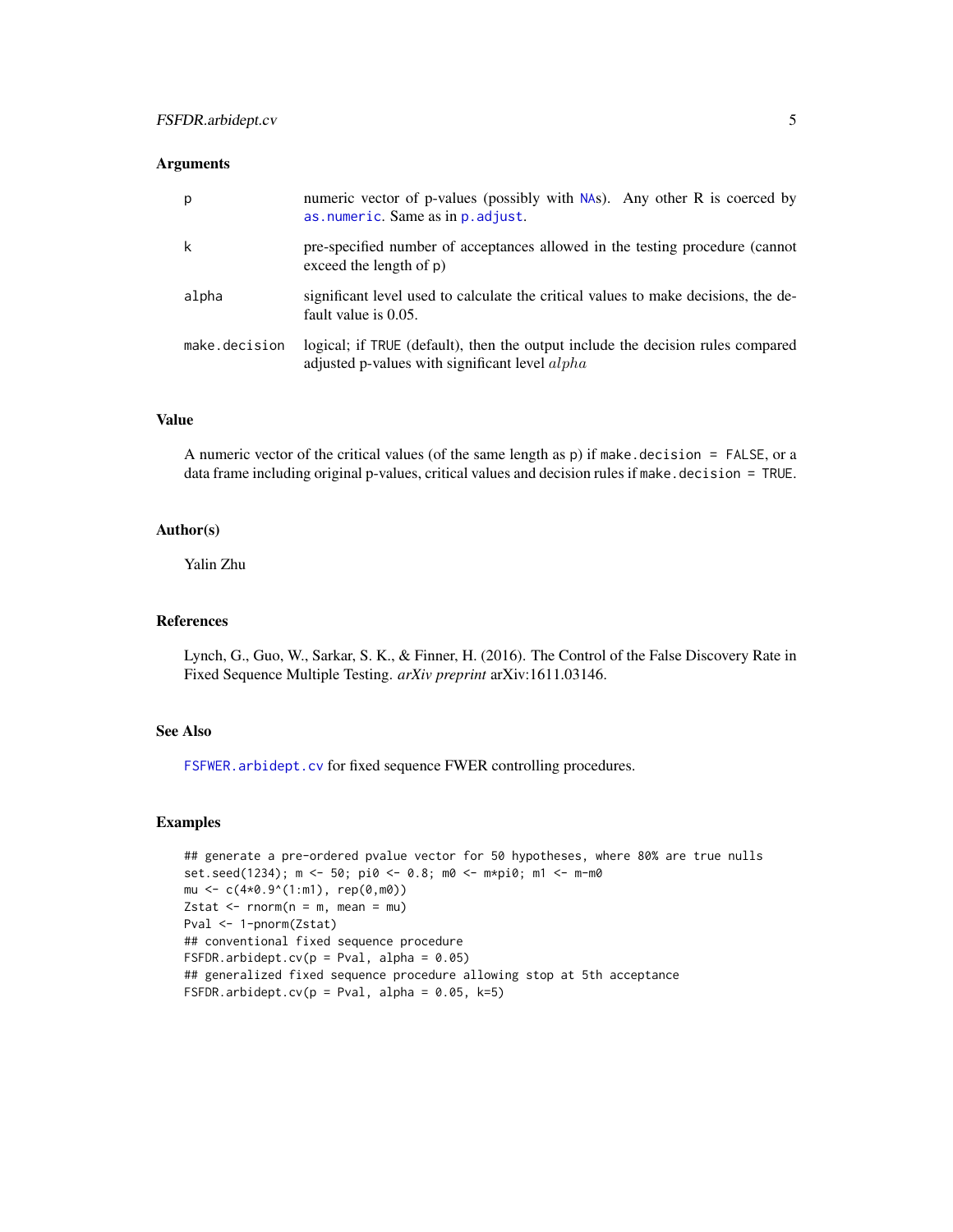### Arguments

| | |
|---|---|
| p | numeric vector of p-values (possibly with NAs). Any other R is coerced by as.numeric. Same as in p.adjust. |
| k | pre-specified number of acceptances allowed in the testing procedure (cannot exceed the length of p) |
| alpha | significant level used to calculate the critical values to make decisions, the default value is 0.05. |
| make.decision | logical; if TRUE (default), then the output include the decision rules compared adjusted p-values with significant level $alpha$ |

### Value

A numeric vector of the critical values (of the same length as p) if make.decision = FALSE, or a data frame including original p-values, critical values and decision rules if make.decision = TRUE.

### Author(s)

Yalin Zhu

### References

Lynch, G., Guo, W., Sarkar, S. K., & Finner, H. (2016). The Control of the False Discovery Rate in Fixed Sequence Multiple Testing. *arXiv preprint* arXiv:1611.03146.

### See Also

FSFWER.arbidept.cv for fixed sequence FWER controlling procedures.

### Examples

```
## generate a pre-ordered pvalue vector for 50 hypotheses, where 80% are true nulls
set.seed(1234); m <- 50; pi0 <- 0.8; m0 <- m*pi0; m1 <- m-m0
mu <- c(4*0.9^(1:m1), rep(0,m0))
Zstat <- rnorm(n = m, mean = mu)
Pval <- 1-pnorm(Zstat)
## conventional fixed sequence procedure
FSFDR.arbidept.cv(p = Pval, alpha = 0.05)
## generalized fixed sequence procedure allowing stop at 5th acceptance
FSFDR.arbidept.cv(p = Pval, alpha = 0.05, k=5)
```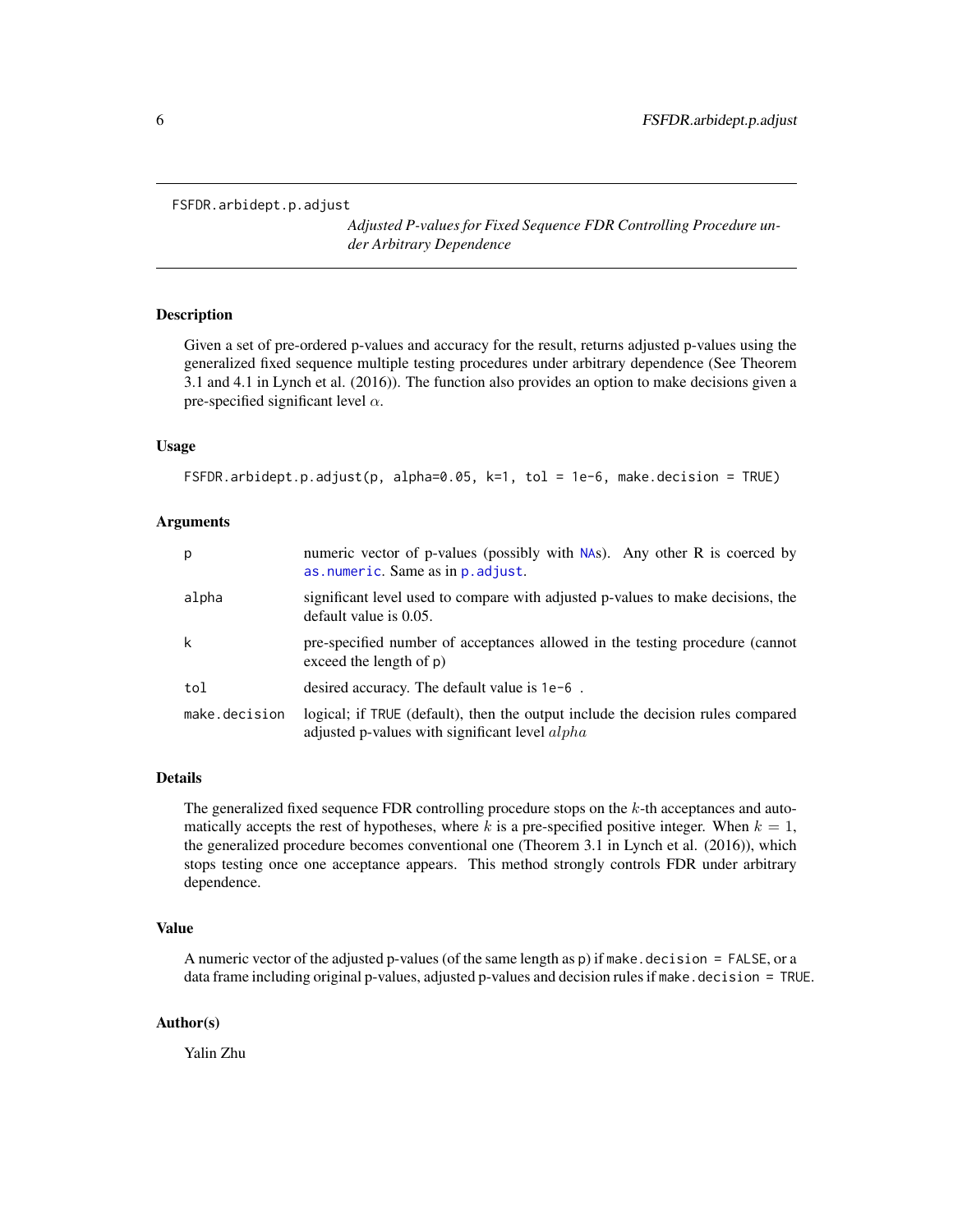FSFDR.arbidept.p.adjust

*Adjusted P-values for Fixed Sequence FDR Controlling Procedure under Arbitrary Dependence*

## Description

Given a set of pre-ordered p-values and accuracy for the result, returns adjusted p-values using the generalized fixed sequence multiple testing procedures under arbitrary dependence (See Theorem 3.1 and 4.1 in Lynch et al. (2016)). The function also provides an option to make decisions given a pre-specified significant level $\alpha$.

## Usage

```
FSFDR.arbidept.p.adjust(p, alpha=0.05, k=1, tol = 1e-6, make.decision = TRUE)
```

## Arguments

| | |
|---|---|
| p | numeric vector of p-values (possibly with NAs). Any other R is coerced by as.numeric. Same as in p.adjust. |
| alpha | significant level used to compare with adjusted p-values to make decisions, the default value is 0.05. |
| k | pre-specified number of acceptances allowed in the testing procedure (cannot exceed the length of p) |
| tol | desired accuracy. The default value is 1e-6 . |
| make.decision | logical; if TRUE (default), then the output include the decision rules compared adjusted p-values with significant level $alpha$ |

## Details

The generalized fixed sequence FDR controlling procedure stops on the $k$-th acceptances and automatically accepts the rest of hypotheses, where $k$ is a pre-specified positive integer. When $k = 1$, the generalized procedure becomes conventional one (Theorem 3.1 in Lynch et al. (2016)), which stops testing once one acceptance appears. This method strongly controls FDR under arbitrary dependence.

## Value

A numeric vector of the adjusted p-values (of the same length as p) if make.decision = FALSE, or a data frame including original p-values, adjusted p-values and decision rules if make.decision = TRUE.

## Author(s)

Yalin Zhu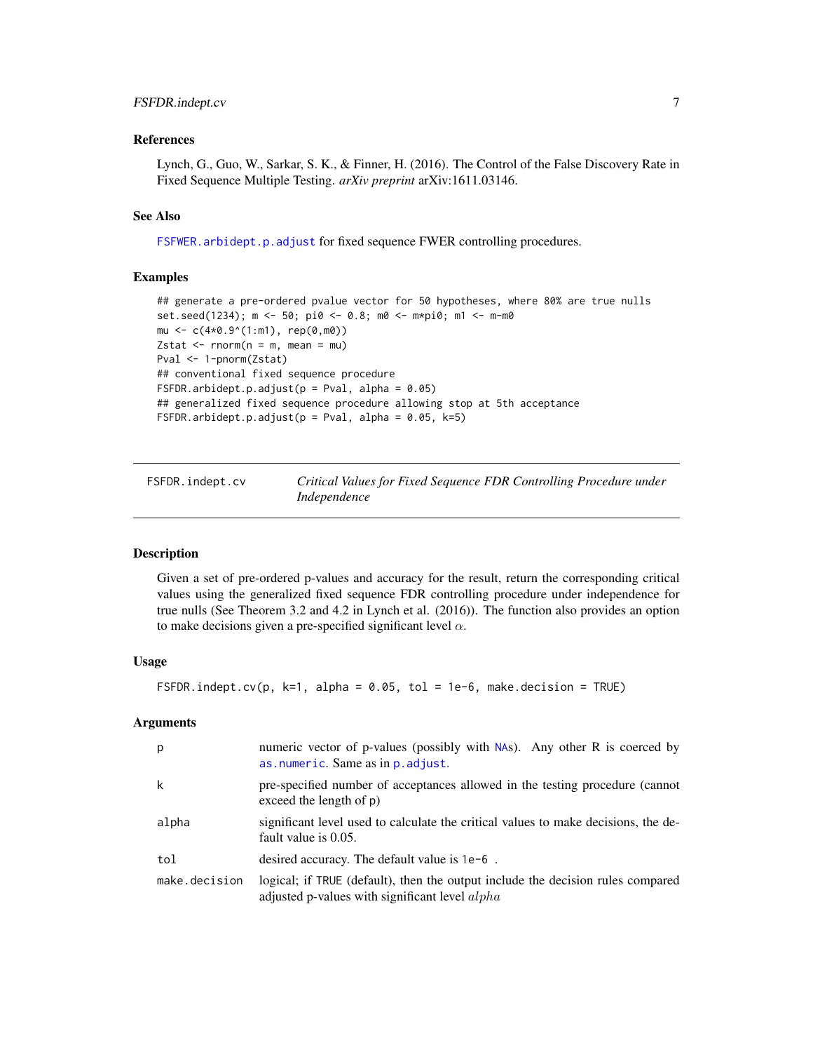### References

Lynch, G., Guo, W., Sarkar, S. K., & Finner, H. (2016). The Control of the False Discovery Rate in Fixed Sequence Multiple Testing. *arXiv preprint* arXiv:1611.03146.

### See Also

`FSFWER.arbidept.p.adjust` for fixed sequence FWER controlling procedures.

### Examples

```
## generate a pre-ordered pvalue vector for 50 hypotheses, where 80% are true nulls
set.seed(1234); m <- 50; pi0 <- 0.8; m0 <- m*pi0; m1 <- m-m0
mu <- c(4*0.9^(1:m1), rep(0,m0))
Zstat <- rnorm(n = m, mean = mu)
Pval <- 1-pnorm(Zstat)
## conventional fixed sequence procedure
FSFDR.arbidept.p.adjust(p = Pval, alpha = 0.05)
## generalized fixed sequence procedure allowing stop at 5th acceptance
FSFDR.arbidept.p.adjust(p = Pval, alpha = 0.05, k=5)
```

---

## FSFDR.indept.cv — *Critical Values for Fixed Sequence FDR Controlling Procedure under Independence*

### Description

Given a set of pre-ordered p-values and accuracy for the result, return the corresponding critical values using the generalized fixed sequence FDR controlling procedure under independence for true nulls (See Theorem 3.2 and 4.2 in Lynch et al. (2016)). The function also provides an option to make decisions given a pre-specified significant level $\alpha$.

### Usage

```
FSFDR.indept.cv(p, k=1, alpha = 0.05, tol = 1e-6, make.decision = TRUE)
```

### Arguments

| | |
|---|---|
| `p` | numeric vector of p-values (possibly with `NA`s). Any other R is coerced by `as.numeric`. Same as in `p.adjust`. |
| `k` | pre-specified number of acceptances allowed in the testing procedure (cannot exceed the length of p) |
| `alpha` | significant level used to calculate the critical values to make decisions, the default value is 0.05. |
| `tol` | desired accuracy. The default value is `1e-6` . |
| `make.decision` | logical; if `TRUE` (default), then the output include the decision rules compared adjusted p-values with significant level $alpha$ |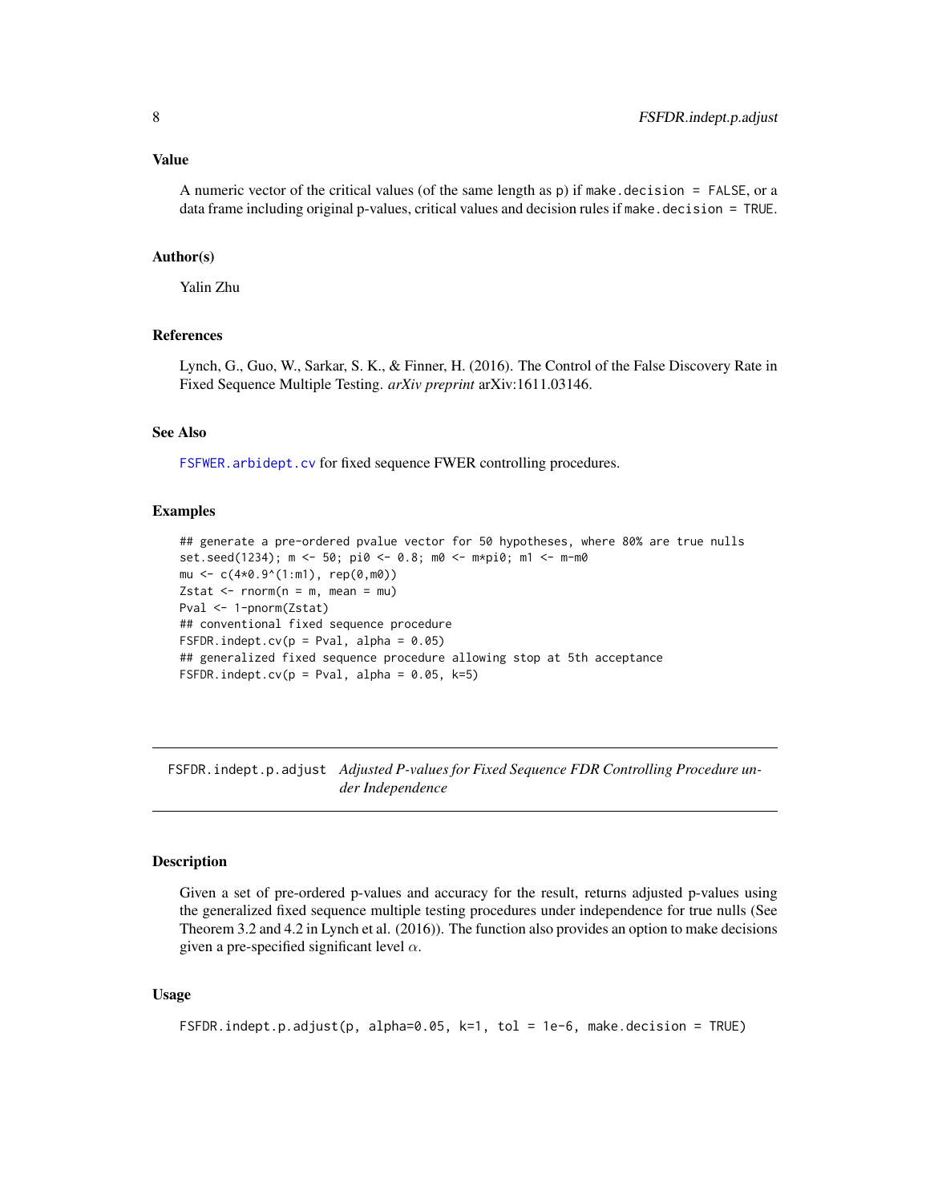### Value

A numeric vector of the critical values (of the same length as p) if `make.decision = FALSE`, or a data frame including original p-values, critical values and decision rules if `make.decision = TRUE`.

### Author(s)

Yalin Zhu

### References

Lynch, G., Guo, W., Sarkar, S. K., & Finner, H. (2016). The Control of the False Discovery Rate in Fixed Sequence Multiple Testing. *arXiv preprint* arXiv:1611.03146.

### See Also

`FSFWER.arbidept.cv` for fixed sequence FWER controlling procedures.

### Examples

```
## generate a pre-ordered pvalue vector for 50 hypotheses, where 80% are true nulls
set.seed(1234); m <- 50; pi0 <- 0.8; m0 <- m*pi0; m1 <- m-m0
mu <- c(4*0.9^(1:m1), rep(0,m0))
Zstat <- rnorm(n = m, mean = mu)
Pval <- 1-pnorm(Zstat)
## conventional fixed sequence procedure
FSFDR.indept.cv(p = Pval, alpha = 0.05)
## generalized fixed sequence procedure allowing stop at 5th acceptance
FSFDR.indept.cv(p = Pval, alpha = 0.05, k=5)
```

---

## FSFDR.indept.p.adjust — *Adjusted P-values for Fixed Sequence FDR Controlling Procedure under Independence*

---

### Description

Given a set of pre-ordered p-values and accuracy for the result, returns adjusted p-values using the generalized fixed sequence multiple testing procedures under independence for true nulls (See Theorem 3.2 and 4.2 in Lynch et al. (2016)). The function also provides an option to make decisions given a pre-specified significant level $\alpha$.

### Usage

```
FSFDR.indept.p.adjust(p, alpha=0.05, k=1, tol = 1e-6, make.decision = TRUE)
```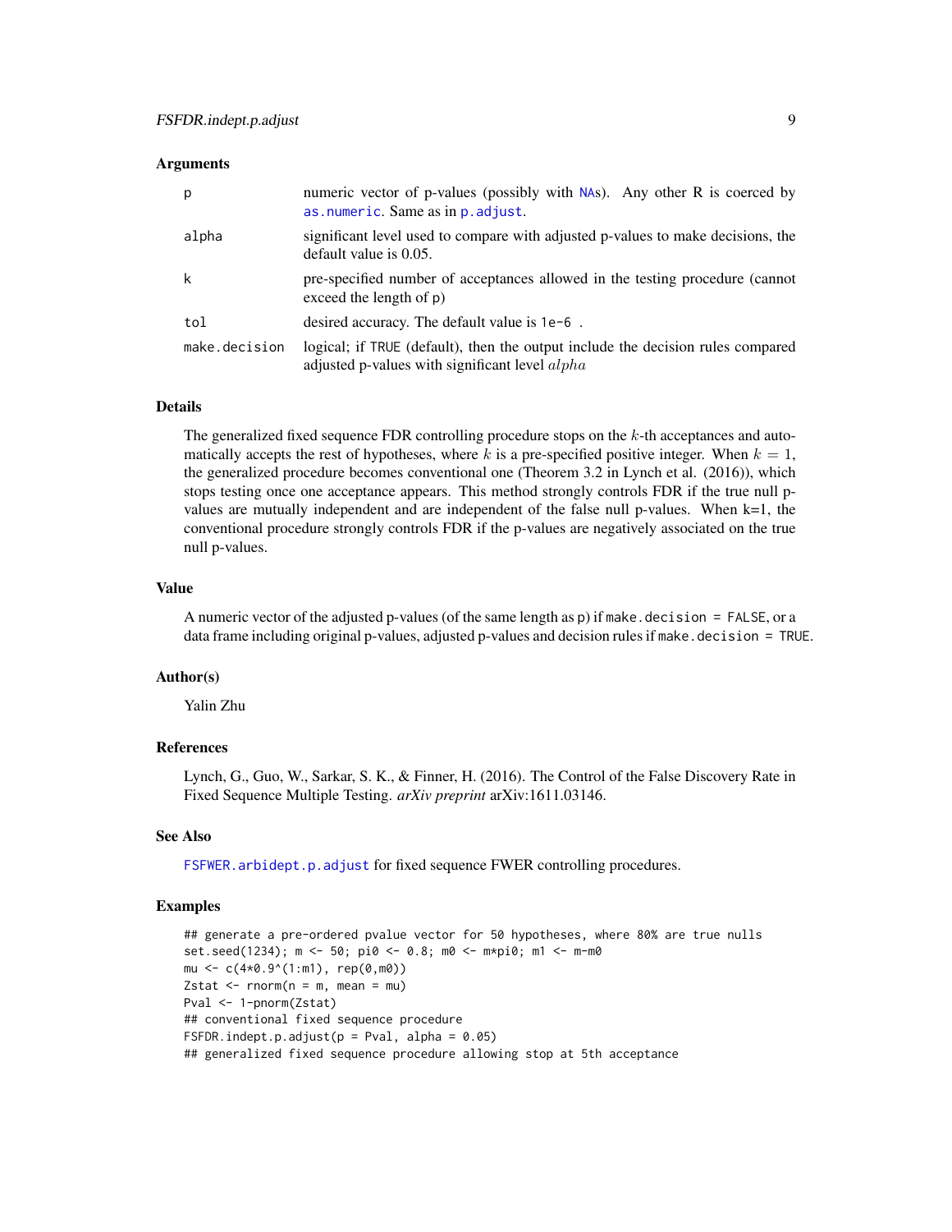## Arguments

| | |
|---|---|
| p | numeric vector of p-values (possibly with NAs). Any other R is coerced by as.numeric. Same as in p.adjust. |
| alpha | significant level used to compare with adjusted p-values to make decisions, the default value is 0.05. |
| k | pre-specified number of acceptances allowed in the testing procedure (cannot exceed the length of p) |
| tol | desired accuracy. The default value is 1e-6 . |
| make.decision | logical; if TRUE (default), then the output include the decision rules compared adjusted p-values with significant level $alpha$ |

## Details

The generalized fixed sequence FDR controlling procedure stops on the $k$-th acceptances and automatically accepts the rest of hypotheses, where $k$ is a pre-specified positive integer. When $k = 1$, the generalized procedure becomes conventional one (Theorem 3.2 in Lynch et al. (2016)), which stops testing once one acceptance appears. This method strongly controls FDR if the true null p-values are mutually independent and are independent of the false null p-values. When k=1, the conventional procedure strongly controls FDR if the p-values are negatively associated on the true null p-values.

## Value

A numeric vector of the adjusted p-values (of the same length as p) if make.decision = FALSE, or a data frame including original p-values, adjusted p-values and decision rules if make.decision = TRUE.

## Author(s)

Yalin Zhu

## References

Lynch, G., Guo, W., Sarkar, S. K., & Finner, H. (2016). The Control of the False Discovery Rate in Fixed Sequence Multiple Testing. *arXiv preprint* arXiv:1611.03146.

## See Also

FSFWER.arbidept.p.adjust for fixed sequence FWER controlling procedures.

## Examples

```
## generate a pre-ordered pvalue vector for 50 hypotheses, where 80% are true nulls
set.seed(1234); m <- 50; pi0 <- 0.8; m0 <- m*pi0; m1 <- m-m0
mu <- c(4*0.9^(1:m1), rep(0,m0))
Zstat <- rnorm(n = m, mean = mu)
Pval <- 1-pnorm(Zstat)
## conventional fixed sequence procedure
FSFDR.indept.p.adjust(p = Pval, alpha = 0.05)
## generalized fixed sequence procedure allowing stop at 5th acceptance
```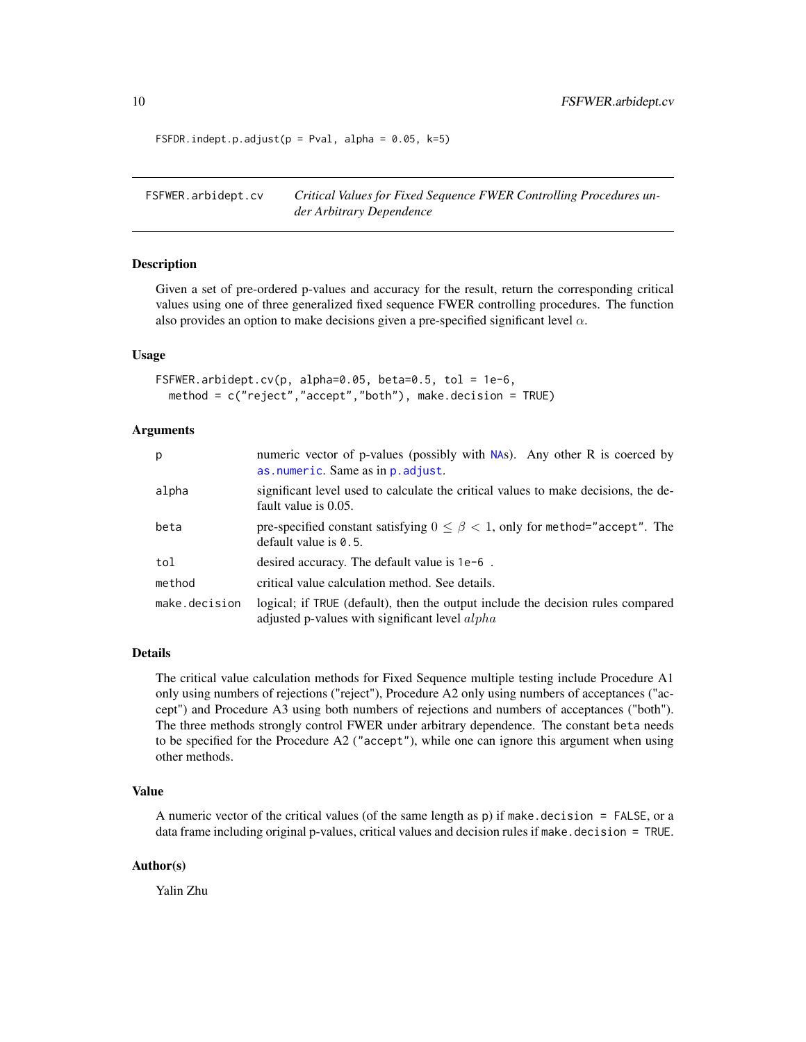```
FSFDR.indept.p.adjust(p = Pval, alpha = 0.05, k=5)
```

---

## FSFWER.arbidept.cv — *Critical Values for Fixed Sequence FWER Controlling Procedures under Arbitrary Dependence*

---

### Description

Given a set of pre-ordered p-values and accuracy for the result, return the corresponding critical values using one of three generalized fixed sequence FWER controlling procedures. The function also provides an option to make decisions given a pre-specified significant level $\alpha$.

### Usage

```
FSFWER.arbidept.cv(p, alpha=0.05, beta=0.5, tol = 1e-6,
  method = c("reject","accept","both"), make.decision = TRUE)
```

### Arguments

| | |
|---|---|
| `p` | numeric vector of p-values (possibly with `NA`s). Any other R is coerced by `as.numeric`. Same as in `p.adjust`. |
| `alpha` | significant level used to calculate the critical values to make decisions, the default value is 0.05. |
| `beta` | pre-specified constant satisfying $0 \leq \beta < 1$, only for `method="accept"`. The default value is `0.5`. |
| `tol` | desired accuracy. The default value is `1e-6` . |
| `method` | critical value calculation method. See details. |
| `make.decision` | logical; if `TRUE` (default), then the output include the decision rules compared adjusted p-values with significant level $alpha$ |

### Details

The critical value calculation methods for Fixed Sequence multiple testing include Procedure A1 only using numbers of rejections ("reject"), Procedure A2 only using numbers of acceptances ("accept") and Procedure A3 using both numbers of rejections and numbers of acceptances ("both"). The three methods strongly control FWER under arbitrary dependence. The constant `beta` needs to be specified for the Procedure A2 (`"accept"`), while one can ignore this argument when using other methods.

### Value

A numeric vector of the critical values (of the same length as `p`) if `make.decision = FALSE`, or a data frame including original p-values, critical values and decision rules if `make.decision = TRUE`.

### Author(s)

Yalin Zhu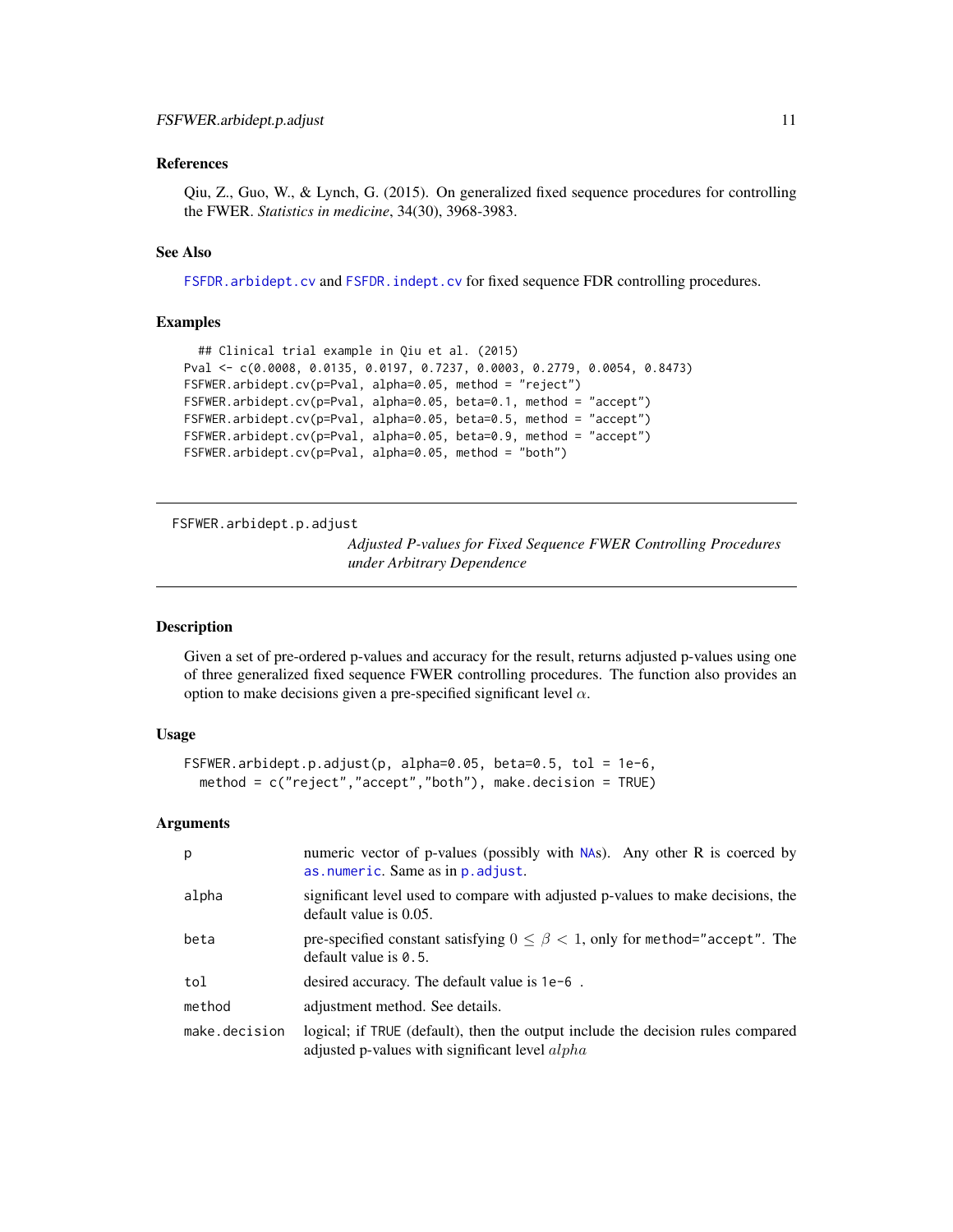### References

Qiu, Z., Guo, W., & Lynch, G. (2015). On generalized fixed sequence procedures for controlling the FWER. *Statistics in medicine*, 34(30), 3968-3983.

### See Also

FSFDR.arbidept.cv and FSFDR.indept.cv for fixed sequence FDR controlling procedures.

### Examples

```
## Clinical trial example in Qiu et al. (2015)
Pval <- c(0.0008, 0.0135, 0.0197, 0.7237, 0.0003, 0.2779, 0.0054, 0.8473)
FSFWER.arbidept.cv(p=Pval, alpha=0.05, method = "reject")
FSFWER.arbidept.cv(p=Pval, alpha=0.05, beta=0.1, method = "accept")
FSFWER.arbidept.cv(p=Pval, alpha=0.05, beta=0.5, method = "accept")
FSFWER.arbidept.cv(p=Pval, alpha=0.05, beta=0.9, method = "accept")
FSFWER.arbidept.cv(p=Pval, alpha=0.05, method = "both")
```

---

## FSFWER.arbidept.p.adjust

*Adjusted P-values for Fixed Sequence FWER Controlling Procedures under Arbitrary Dependence*

### Description

Given a set of pre-ordered p-values and accuracy for the result, returns adjusted p-values using one of three generalized fixed sequence FWER controlling procedures. The function also provides an option to make decisions given a pre-specified significant level $\alpha$.

### Usage

```
FSFWER.arbidept.p.adjust(p, alpha=0.05, beta=0.5, tol = 1e-6,
  method = c("reject","accept","both"), make.decision = TRUE)
```

### Arguments

| | |
|---|---|
| p | numeric vector of p-values (possibly with NAs). Any other R is coerced by as.numeric. Same as in p.adjust. |
| alpha | significant level used to compare with adjusted p-values to make decisions, the default value is 0.05. |
| beta | pre-specified constant satisfying $0 \leq \beta < 1$, only for method="accept". The default value is 0.5. |
| tol | desired accuracy. The default value is 1e-6 . |
| method | adjustment method. See details. |
| make.decision | logical; if TRUE (default), then the output include the decision rules compared adjusted p-values with significant level $alpha$ |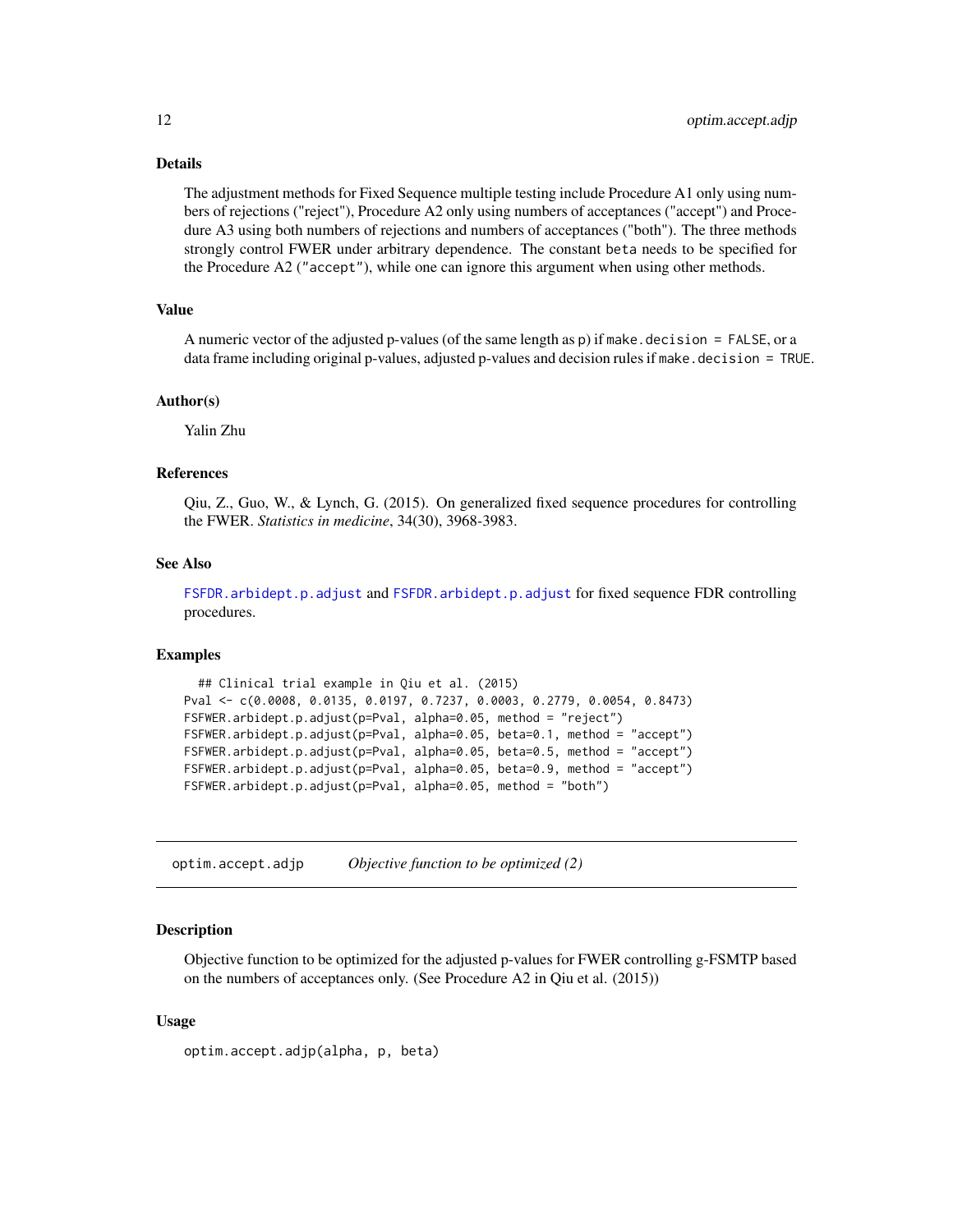### Details

The adjustment methods for Fixed Sequence multiple testing include Procedure A1 only using numbers of rejections ("reject"), Procedure A2 only using numbers of acceptances ("accept") and Procedure A3 using both numbers of rejections and numbers of acceptances ("both"). The three methods strongly control FWER under arbitrary dependence. The constant `beta` needs to be specified for the Procedure A2 (`"accept"`), while one can ignore this argument when using other methods.

### Value

A numeric vector of the adjusted p-values (of the same length as `p`) if `make.decision = FALSE`, or a data frame including original p-values, adjusted p-values and decision rules if `make.decision = TRUE`.

### Author(s)

Yalin Zhu

### References

Qiu, Z., Guo, W., & Lynch, G. (2015). On generalized fixed sequence procedures for controlling the FWER. *Statistics in medicine*, 34(30), 3968-3983.

### See Also

`FSFDR.arbidept.p.adjust` and `FSFDR.arbidept.p.adjust` for fixed sequence FDR controlling procedures.

### Examples

```
  ## Clinical trial example in Qiu et al. (2015)
Pval <- c(0.0008, 0.0135, 0.0197, 0.7237, 0.0003, 0.2779, 0.0054, 0.8473)
FSFWER.arbidept.p.adjust(p=Pval, alpha=0.05, method = "reject")
FSFWER.arbidept.p.adjust(p=Pval, alpha=0.05, beta=0.1, method = "accept")
FSFWER.arbidept.p.adjust(p=Pval, alpha=0.05, beta=0.5, method = "accept")
FSFWER.arbidept.p.adjust(p=Pval, alpha=0.05, beta=0.9, method = "accept")
FSFWER.arbidept.p.adjust(p=Pval, alpha=0.05, method = "both")
```

---

## optim.accept.adjp — *Objective function to be optimized (2)*

### Description

Objective function to be optimized for the adjusted p-values for FWER controlling g-FSMTP based on the numbers of acceptances only. (See Procedure A2 in Qiu et al. (2015))

### Usage

```
optim.accept.adjp(alpha, p, beta)
```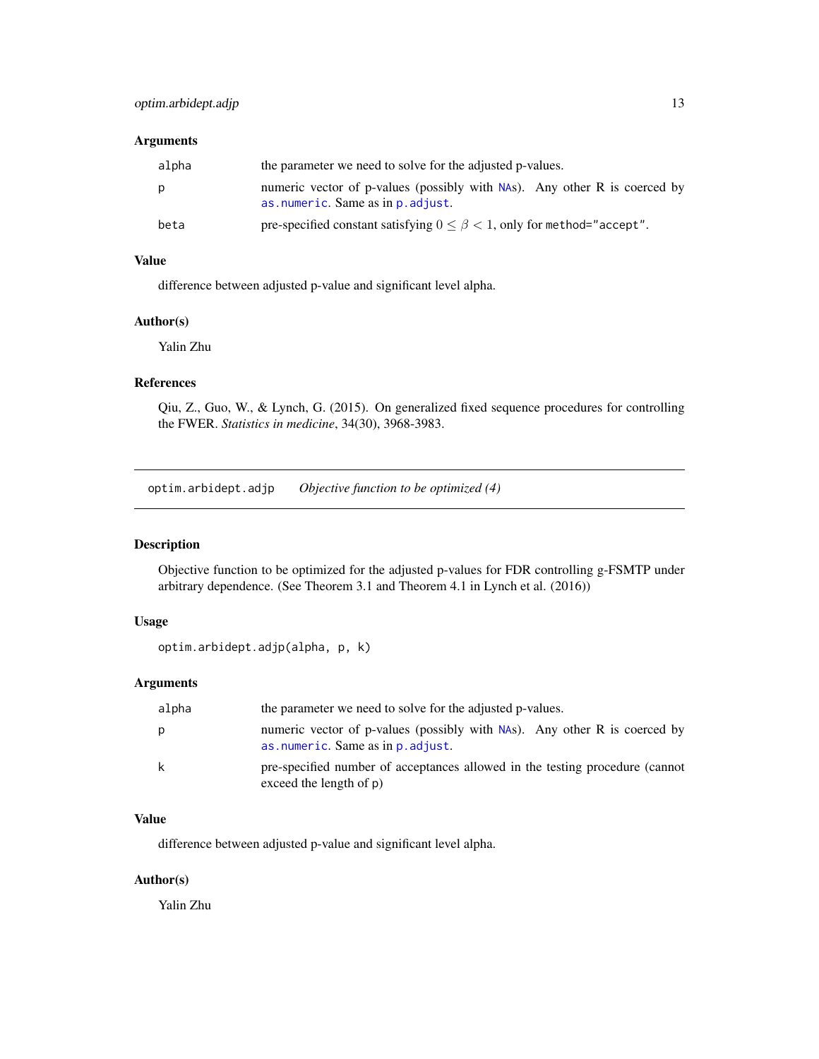## Arguments

| | |
|---|---|
| `alpha` | the parameter we need to solve for the adjusted p-values. |
| `p` | numeric vector of p-values (possibly with `NA`s). Any other R is coerced by `as.numeric`. Same as in `p.adjust`. |
| `beta` | pre-specified constant satisfying $0 \leq \beta < 1$, only for `method="accept"`. |

## Value

difference between adjusted p-value and significant level alpha.

## Author(s)

Yalin Zhu

## References

Qiu, Z., Guo, W., & Lynch, G. (2015). On generalized fixed sequence procedures for controlling the FWER. *Statistics in medicine*, 34(30), 3968-3983.

---

# `optim.arbidept.adjp` *Objective function to be optimized (4)*

## Description

Objective function to be optimized for the adjusted p-values for FDR controlling g-FSMTP under arbitrary dependence. (See Theorem 3.1 and Theorem 4.1 in Lynch et al. (2016))

## Usage

```
optim.arbidept.adjp(alpha, p, k)
```

## Arguments

| | |
|---|---|
| `alpha` | the parameter we need to solve for the adjusted p-values. |
| `p` | numeric vector of p-values (possibly with `NA`s). Any other R is coerced by `as.numeric`. Same as in `p.adjust`. |
| `k` | pre-specified number of acceptances allowed in the testing procedure (cannot exceed the length of `p`) |

## Value

difference between adjusted p-value and significant level alpha.

## Author(s)

Yalin Zhu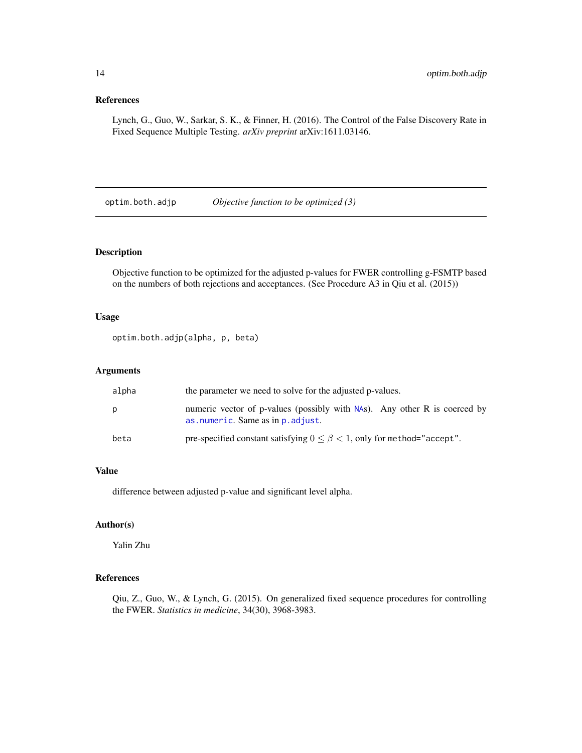## References

Lynch, G., Guo, W., Sarkar, S. K., & Finner, H. (2016). The Control of the False Discovery Rate in Fixed Sequence Multiple Testing. *arXiv preprint* arXiv:1611.03146.

---

# optim.both.adjp — *Objective function to be optimized (3)*

---

## Description

Objective function to be optimized for the adjusted p-values for FWER controlling g-FSMTP based on the numbers of both rejections and acceptances. (See Procedure A3 in Qiu et al. (2015))

## Usage

```
optim.both.adjp(alpha, p, beta)
```

## Arguments

| | |
|---|---|
| `alpha` | the parameter we need to solve for the adjusted p-values. |
| `p` | numeric vector of p-values (possibly with `NA`s). Any other R is coerced by `as.numeric`. Same as in `p.adjust`. |
| `beta` | pre-specified constant satisfying $0 \leq \beta < 1$, only for `method="accept"`. |

## Value

difference between adjusted p-value and significant level alpha.

## Author(s)

Yalin Zhu

## References

Qiu, Z., Guo, W., & Lynch, G. (2015). On generalized fixed sequence procedures for controlling the FWER. *Statistics in medicine*, 34(30), 3968-3983.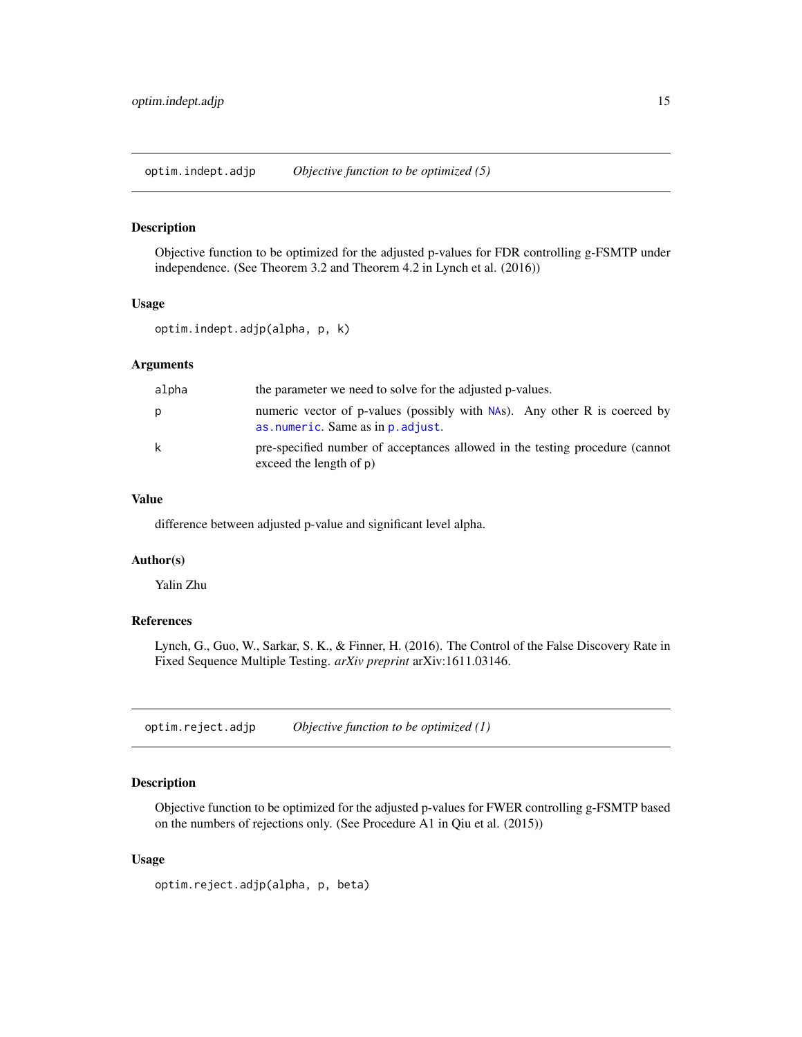## optim.indept.adjp    *Objective function to be optimized (5)*

### Description

Objective function to be optimized for the adjusted p-values for FDR controlling g-FSMTP under independence. (See Theorem 3.2 and Theorem 4.2 in Lynch et al. (2016))

### Usage

```
optim.indept.adjp(alpha, p, k)
```

### Arguments

| | |
|---|---|
| `alpha` | the parameter we need to solve for the adjusted p-values. |
| `p` | numeric vector of p-values (possibly with `NA`s). Any other R is coerced by `as.numeric`. Same as in `p.adjust`. |
| `k` | pre-specified number of acceptances allowed in the testing procedure (cannot exceed the length of `p`) |

### Value

difference between adjusted p-value and significant level alpha.

### Author(s)

Yalin Zhu

### References

Lynch, G., Guo, W., Sarkar, S. K., & Finner, H. (2016). The Control of the False Discovery Rate in Fixed Sequence Multiple Testing. *arXiv preprint* arXiv:1611.03146.

## optim.reject.adjp    *Objective function to be optimized (1)*

### Description

Objective function to be optimized for the adjusted p-values for FWER controlling g-FSMTP based on the numbers of rejections only. (See Procedure A1 in Qiu et al. (2015))

### Usage

```
optim.reject.adjp(alpha, p, beta)
```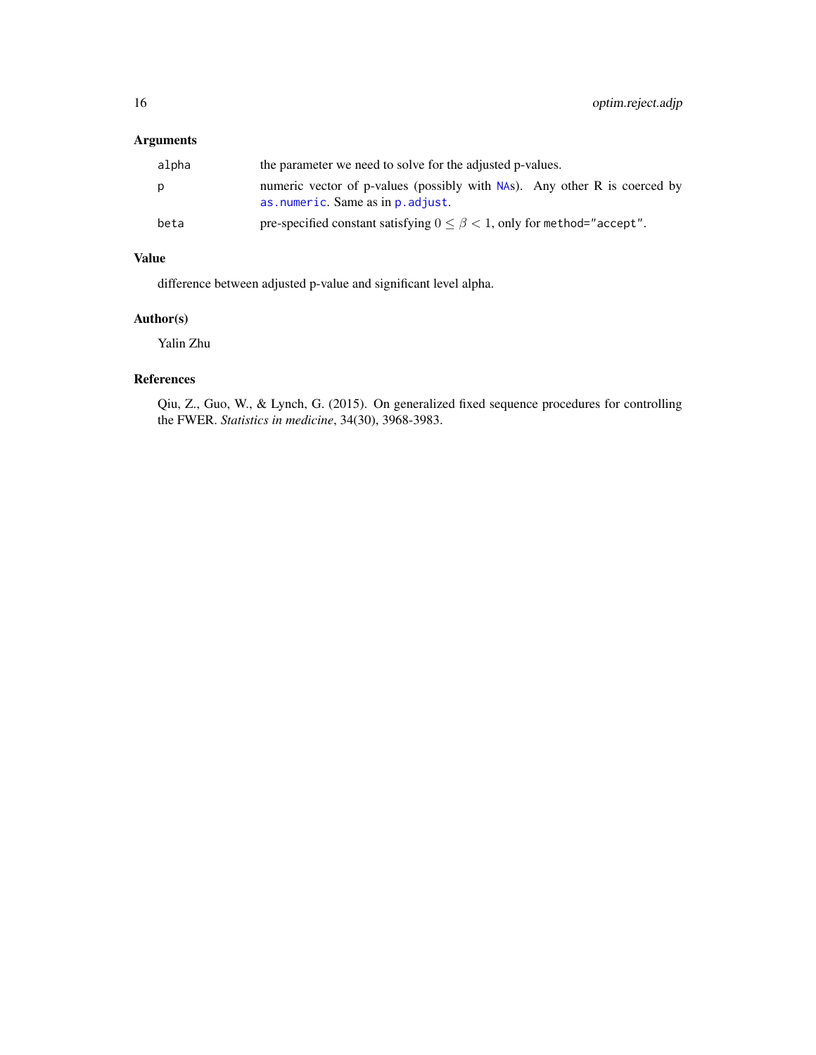## Arguments

| | |
|---|---|
| `alpha` | the parameter we need to solve for the adjusted p-values. |
| `p` | numeric vector of p-values (possibly with `NA`s). Any other R is coerced by `as.numeric`. Same as in `p.adjust`. |
| `beta` | pre-specified constant satisfying $0 \leq \beta < 1$, only for `method="accept"`. |

## Value

difference between adjusted p-value and significant level alpha.

## Author(s)

Yalin Zhu

## References

Qiu, Z., Guo, W., & Lynch, G. (2015). On generalized fixed sequence procedures for controlling the FWER. *Statistics in medicine*, 34(30), 3968-3983.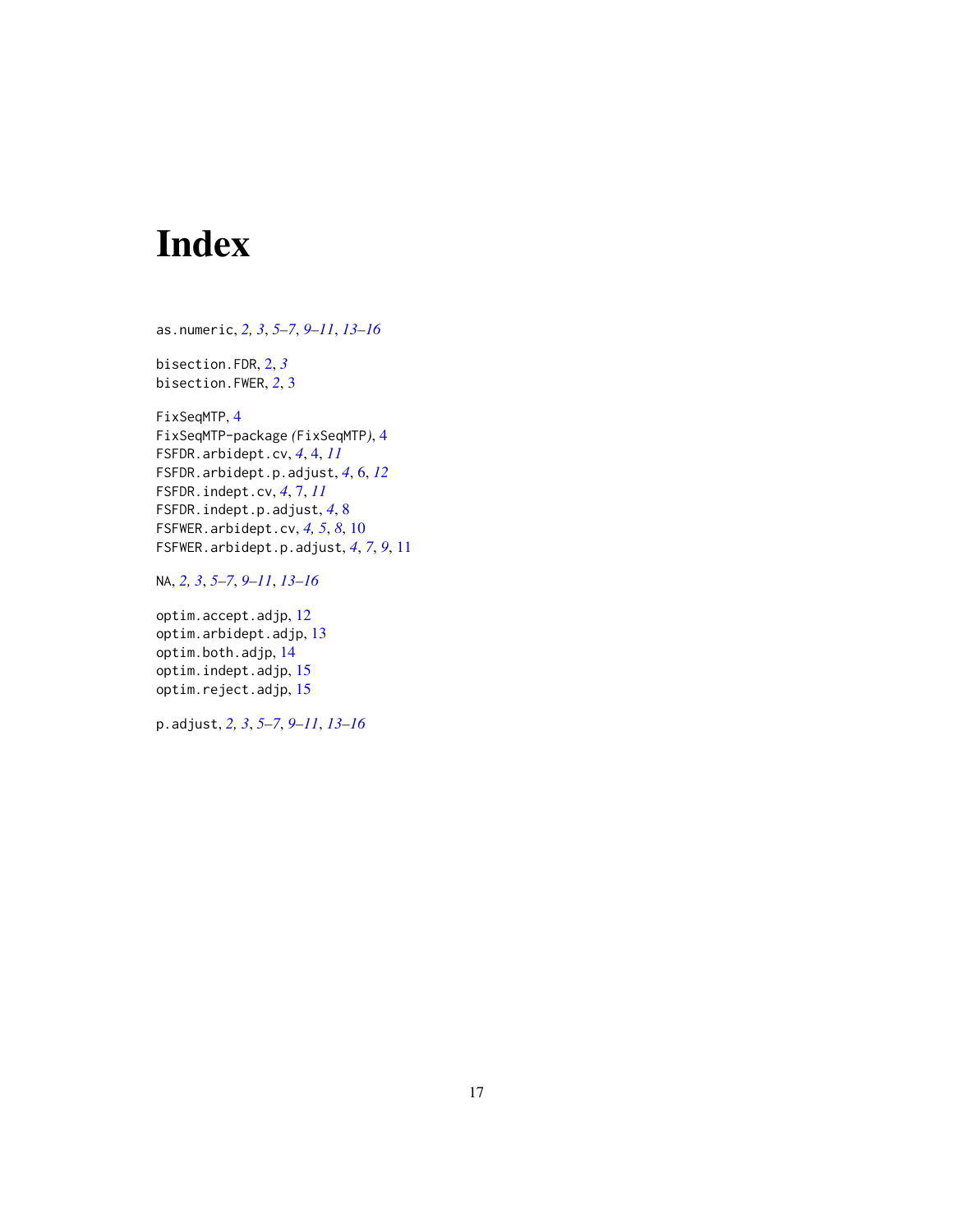# Index

as.numeric, *2, 3*, *5–7*, *9–11*, *13–16*

bisection.FDR, 2, *3*
bisection.FWER, *2*, 3

FixSeqMTP, 4
FixSeqMTP-package *(*FixSeqMTP*)*, 4
FSFDR.arbidept.cv, *4*, 4, *11*
FSFDR.arbidept.p.adjust, *4*, 6, *12*
FSFDR.indept.cv, *4*, 7, *11*
FSFDR.indept.p.adjust, *4*, 8
FSFWER.arbidept.cv, *4, 5*, *8*, 10
FSFWER.arbidept.p.adjust, *4*, *7*, *9*, 11

NA, *2, 3*, *5–7*, *9–11*, *13–16*

optim.accept.adjp, 12
optim.arbidept.adjp, 13
optim.both.adjp, 14
optim.indept.adjp, 15
optim.reject.adjp, 15

p.adjust, *2, 3*, *5–7*, *9–11*, *13–16*